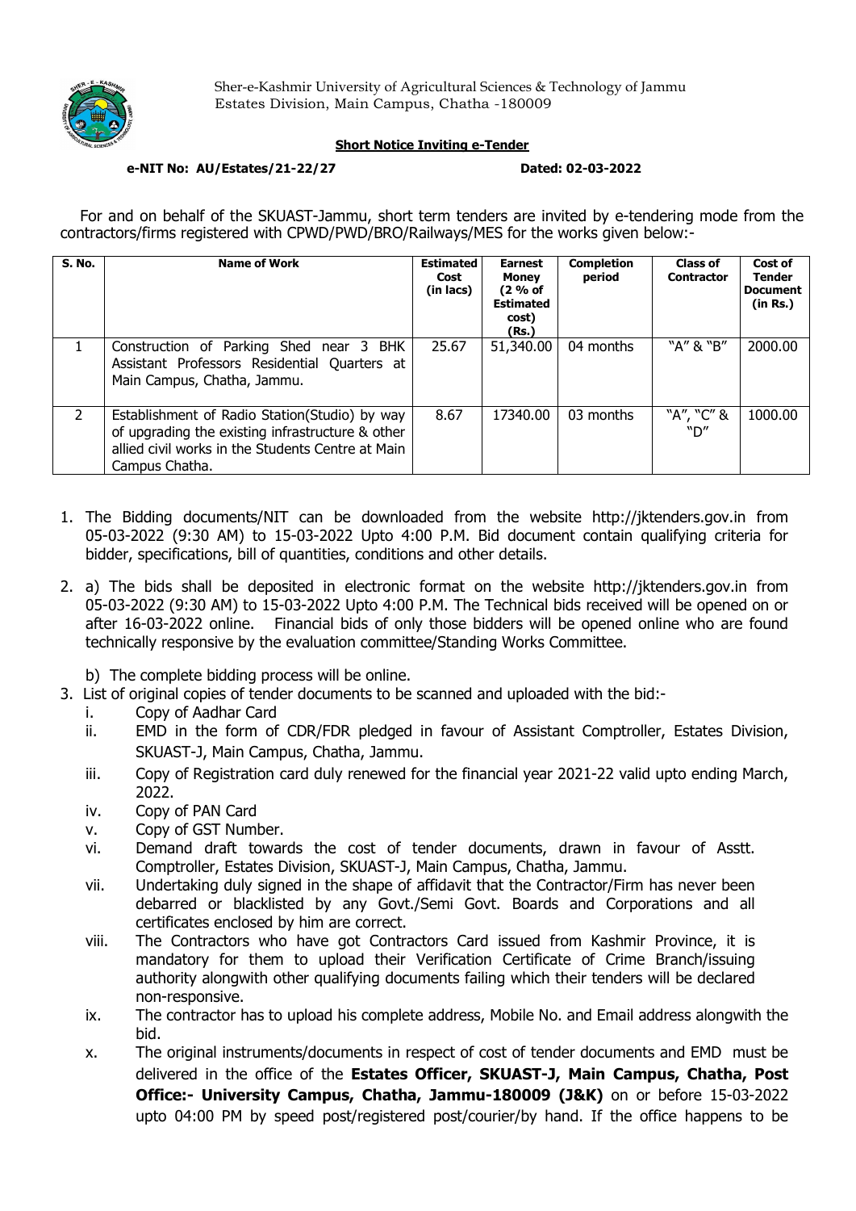Sher-e-Kashmir University of Agricultural Sciences & Technology of Jammu
Estates Division, Main Campus, Chatha -180009

**Short Notice Inviting e-Tender**

**e-NIT No: AU/Estates/21-22/27** **Dated: 02-03-2022**

For and on behalf of the SKUAST-Jammu, short term tenders are invited by e-tendering mode from the contractors/firms registered with CPWD/PWD/BRO/Railways/MES for the works given below:-

| S. No. | Name of Work | Estimated Cost (in lacs) | Earnest Money (2 % of Estimated cost) (Rs.) | Completion period | Class of Contractor | Cost of Tender Document (in Rs.) |
|---|---|---|---|---|---|---|
| 1 | Construction of Parking Shed near 3 BHK Assistant Professors Residential Quarters at Main Campus, Chatha, Jammu. | 25.67 | 51,340.00 | 04 months | "A" & "B" | 2000.00 |
| 2 | Establishment of Radio Station(Studio) by way of upgrading the existing infrastructure & other allied civil works in the Students Centre at Main Campus Chatha. | 8.67 | 17340.00 | 03 months | "A", "C" & "D" | 1000.00 |

1. The Bidding documents/NIT can be downloaded from the website http://jktenders.gov.in from 05-03-2022 (9:30 AM) to 15-03-2022 Upto 4:00 P.M. Bid document contain qualifying criteria for bidder, specifications, bill of quantities, conditions and other details.

2. a) The bids shall be deposited in electronic format on the website http://jktenders.gov.in from 05-03-2022 (9:30 AM) to 15-03-2022 Upto 4:00 P.M. The Technical bids received will be opened on or after 16-03-2022 online. Financial bids of only those bidders will be opened online who are found technically responsive by the evaluation committee/Standing Works Committee.

   b) The complete bidding process will be online.

3. List of original copies of tender documents to be scanned and uploaded with the bid:-
   1. Copy of Aadhar Card
   2. EMD in the form of CDR/FDR pledged in favour of Assistant Comptroller, Estates Division, SKUAST-J, Main Campus, Chatha, Jammu.
   3. Copy of Registration card duly renewed for the financial year 2021-22 valid upto ending March, 2022.
   4. Copy of PAN Card
   5. Copy of GST Number.
   6. Demand draft towards the cost of tender documents, drawn in favour of Asstt. Comptroller, Estates Division, SKUAST-J, Main Campus, Chatha, Jammu.
   7. Undertaking duly signed in the shape of affidavit that the Contractor/Firm has never been debarred or blacklisted by any Govt./Semi Govt. Boards and Corporations and all certificates enclosed by him are correct.
   8. The Contractors who have got Contractors Card issued from Kashmir Province, it is mandatory for them to upload their Verification Certificate of Crime Branch/issuing authority alongwith other qualifying documents failing which their tenders will be declared non-responsive.
   9. The contractor has to upload his complete address, Mobile No. and Email address alongwith the bid.
   10. The original instruments/documents in respect of cost of tender documents and EMD must be delivered in the office of the **Estates Officer, SKUAST-J, Main Campus, Chatha, Post Office:- University Campus, Chatha, Jammu-180009 (J&K)** on or before 15-03-2022 upto 04:00 PM by speed post/registered post/courier/by hand. If the office happens to be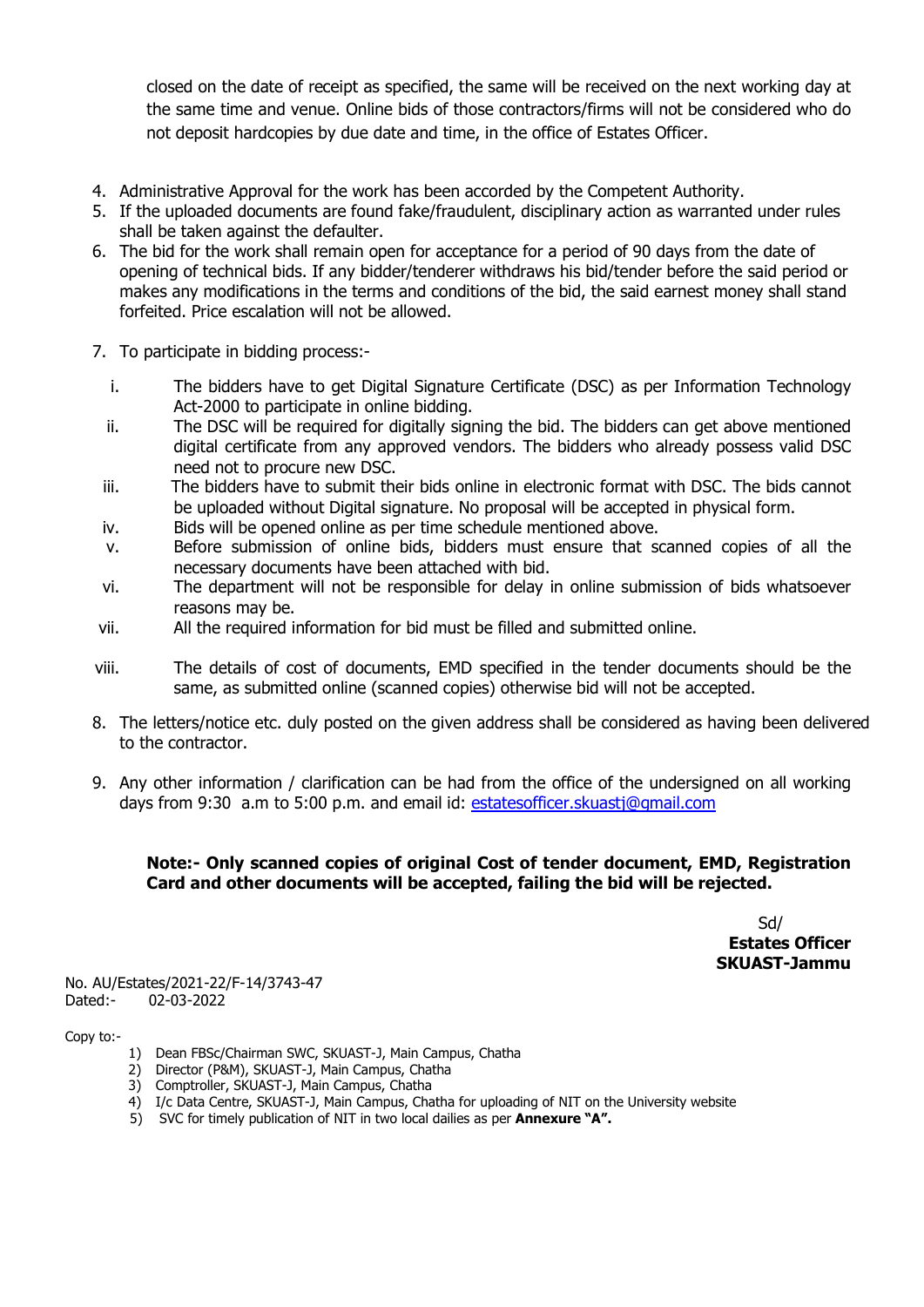closed on the date of receipt as specified, the same will be received on the next working day at the same time and venue. Online bids of those contractors/firms will not be considered who do not deposit hardcopies by due date and time, in the office of Estates Officer.

4. Administrative Approval for the work has been accorded by the Competent Authority.
5. If the uploaded documents are found fake/fraudulent, disciplinary action as warranted under rules shall be taken against the defaulter.
6. The bid for the work shall remain open for acceptance for a period of 90 days from the date of opening of technical bids. If any bidder/tenderer withdraws his bid/tender before the said period or makes any modifications in the terms and conditions of the bid, the said earnest money shall stand forfeited. Price escalation will not be allowed.
7. To participate in bidding process:-
   i. The bidders have to get Digital Signature Certificate (DSC) as per Information Technology Act-2000 to participate in online bidding.
   ii. The DSC will be required for digitally signing the bid. The bidders can get above mentioned digital certificate from any approved vendors. The bidders who already possess valid DSC need not to procure new DSC.
   iii. The bidders have to submit their bids online in electronic format with DSC. The bids cannot be uploaded without Digital signature. No proposal will be accepted in physical form.
   iv. Bids will be opened online as per time schedule mentioned above.
   v. Before submission of online bids, bidders must ensure that scanned copies of all the necessary documents have been attached with bid.
   vi. The department will not be responsible for delay in online submission of bids whatsoever reasons may be.
   vii. All the required information for bid must be filled and submitted online.
   viii. The details of cost of documents, EMD specified in the tender documents should be the same, as submitted online (scanned copies) otherwise bid will not be accepted.
8. The letters/notice etc. duly posted on the given address shall be considered as having been delivered to the contractor.
9. Any other information / clarification can be had from the office of the undersigned on all working days from 9:30 a.m to 5:00 p.m. and email id: estatesofficer.skuastj@gmail.com

**Note:- Only scanned copies of original Cost of tender document, EMD, Registration Card and other documents will be accepted, failing the bid will be rejected.**

Sd/
**Estates Officer**
**SKUAST-Jammu**

No. AU/Estates/2021-22/F-14/3743-47
Dated:- 02-03-2022

Copy to:-

1) Dean FBSc/Chairman SWC, SKUAST-J, Main Campus, Chatha
2) Director (P&M), SKUAST-J, Main Campus, Chatha
3) Comptroller, SKUAST-J, Main Campus, Chatha
4) I/c Data Centre, SKUAST-J, Main Campus, Chatha for uploading of NIT on the University website
5) SVC for timely publication of NIT in two local dailies as per **Annexure "A".**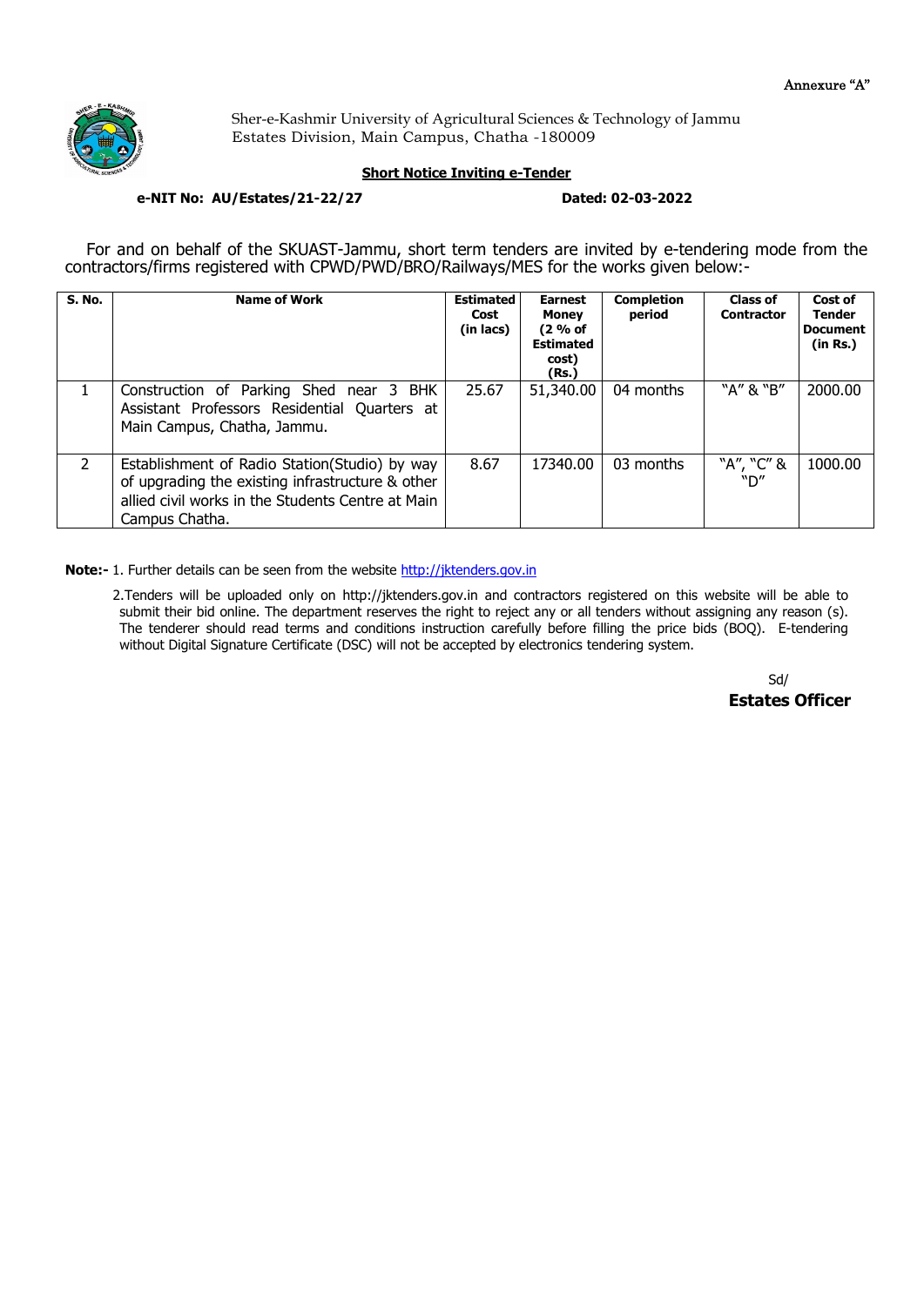Annexure "A"

Sher-e-Kashmir University of Agricultural Sciences & Technology of Jammu
Estates Division, Main Campus, Chatha -180009

**Short Notice Inviting e-Tender**

**e-NIT No: AU/Estates/21-22/27** **Dated: 02-03-2022**

For and on behalf of the SKUAST-Jammu, short term tenders are invited by e-tendering mode from the contractors/firms registered with CPWD/PWD/BRO/Railways/MES for the works given below:-

| S. No. | Name of Work | Estimated Cost (in lacs) | Earnest Money (2 % of Estimated cost) (Rs.) | Completion period | Class of Contractor | Cost of Tender Document (in Rs.) |
|---|---|---|---|---|---|---|
| 1 | Construction of Parking Shed near 3 BHK Assistant Professors Residential Quarters at Main Campus, Chatha, Jammu. | 25.67 | 51,340.00 | 04 months | "A" & "B" | 2000.00 |
| 2 | Establishment of Radio Station(Studio) by way of upgrading the existing infrastructure & other allied civil works in the Students Centre at Main Campus Chatha. | 8.67 | 17340.00 | 03 months | "A", "C" & "D" | 1000.00 |

**Note:-** 1. Further details can be seen from the website http://jktenders.gov.in

2.Tenders will be uploaded only on http://jktenders.gov.in and contractors registered on this website will be able to submit their bid online. The department reserves the right to reject any or all tenders without assigning any reason (s). The tenderer should read terms and conditions instruction carefully before filling the price bids (BOQ). E-tendering without Digital Signature Certificate (DSC) will not be accepted by electronics tendering system.

Sd/

**Estates Officer**